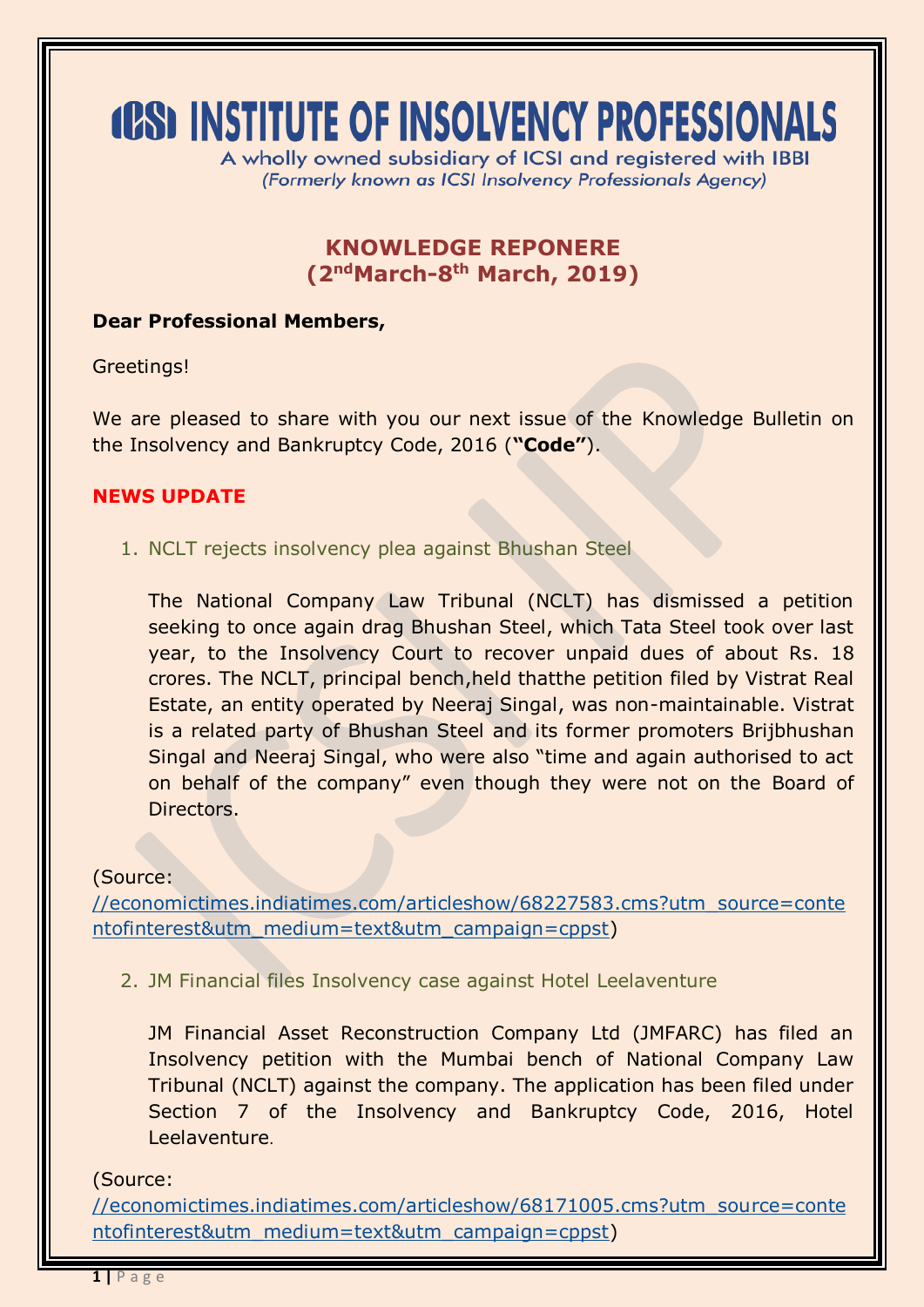# ICSI INSTITUTE OF INSOLVENCY PROFESSIONALS

A wholly owned subsidiary of ICSI and registered with IBBI

*(Formerly known as ICSI Insolvency Professionals Agency)*

## KNOWLEDGE REPONERE
## (2nd March-8th March, 2019)

**Dear Professional Members,**

Greetings!

We are pleased to share with you our next issue of the Knowledge Bulletin on the Insolvency and Bankruptcy Code, 2016 (**"Code"**).

**NEWS UPDATE**

1. NCLT rejects insolvency plea against Bhushan Steel

   The National Company Law Tribunal (NCLT) has dismissed a petition seeking to once again drag Bhushan Steel, which Tata Steel took over last year, to the Insolvency Court to recover unpaid dues of about Rs. 18 crores. The NCLT, principal bench,held thatthe petition filed by Vistrat Real Estate, an entity operated by Neeraj Singal, was non-maintainable. Vistrat is a related party of Bhushan Steel and its former promoters Brijbhushan Singal and Neeraj Singal, who were also "time and again authorised to act on behalf of the company" even though they were not on the Board of Directors.

(Source: //economictimes.indiatimes.com/articleshow/68227583.cms?utm_source=contentofinterest&utm_medium=text&utm_campaign=cppst)

2. JM Financial files Insolvency case against Hotel Leelaventure

   JM Financial Asset Reconstruction Company Ltd (JMFARC) has filed an Insolvency petition with the Mumbai bench of National Company Law Tribunal (NCLT) against the company. The application has been filed under Section 7 of the Insolvency and Bankruptcy Code, 2016, Hotel Leelaventure.

(Source: //economictimes.indiatimes.com/articleshow/68171005.cms?utm_source=contentofinterest&utm_medium=text&utm_campaign=cppst)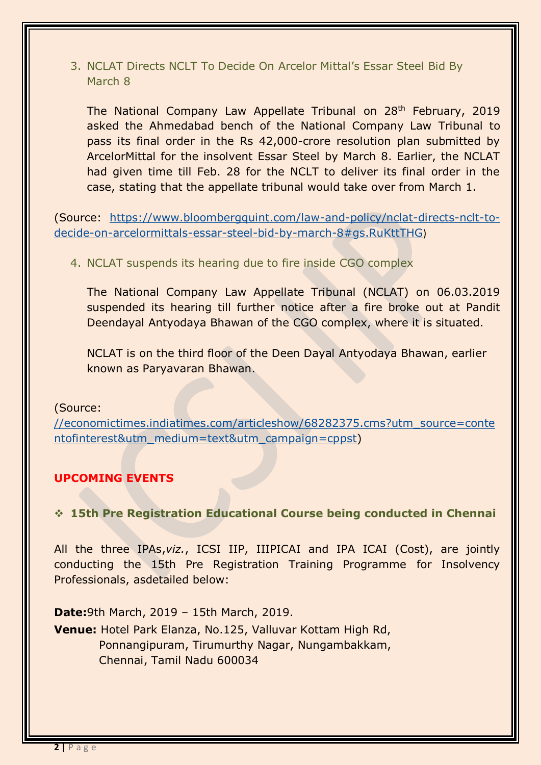3. NCLAT Directs NCLT To Decide On Arcelor Mittal's Essar Steel Bid By March 8

   The National Company Law Appellate Tribunal on 28th February, 2019 asked the Ahmedabad bench of the National Company Law Tribunal to pass its final order in the Rs 42,000-crore resolution plan submitted by ArcelorMittal for the insolvent Essar Steel by March 8. Earlier, the NCLAT had given time till Feb. 28 for the NCLT to deliver its final order in the case, stating that the appellate tribunal would take over from March 1.

(Source: https://www.bloombergquint.com/law-and-policy/nclat-directs-nclt-to-decide-on-arcelormittals-essar-steel-bid-by-march-8#gs.RuKttTHG)

4. NCLAT suspends its hearing due to fire inside CGO complex

   The National Company Law Appellate Tribunal (NCLAT) on 06.03.2019 suspended its hearing till further notice after a fire broke out at Pandit Deendayal Antyodaya Bhawan of the CGO complex, where it is situated.

   NCLAT is on the third floor of the Deen Dayal Antyodaya Bhawan, earlier known as Paryavaran Bhawan.

(Source: //economictimes.indiatimes.com/articleshow/68282375.cms?utm_source=contentofinterest&utm_medium=text&utm_campaign=cppst)

## UPCOMING EVENTS

- **15th Pre Registration Educational Course being conducted in Chennai**

All the three IPAs,*viz.*, ICSI IIP, IIIPICAI and IPA ICAI (Cost), are jointly conducting the 15th Pre Registration Training Programme for Insolvency Professionals, asdetailed below:

**Date:**9th March, 2019 – 15th March, 2019.

**Venue:** Hotel Park Elanza, No.125, Valluvar Kottam High Rd, Ponnangipuram, Tirumurthy Nagar, Nungambakkam, Chennai, Tamil Nadu 600034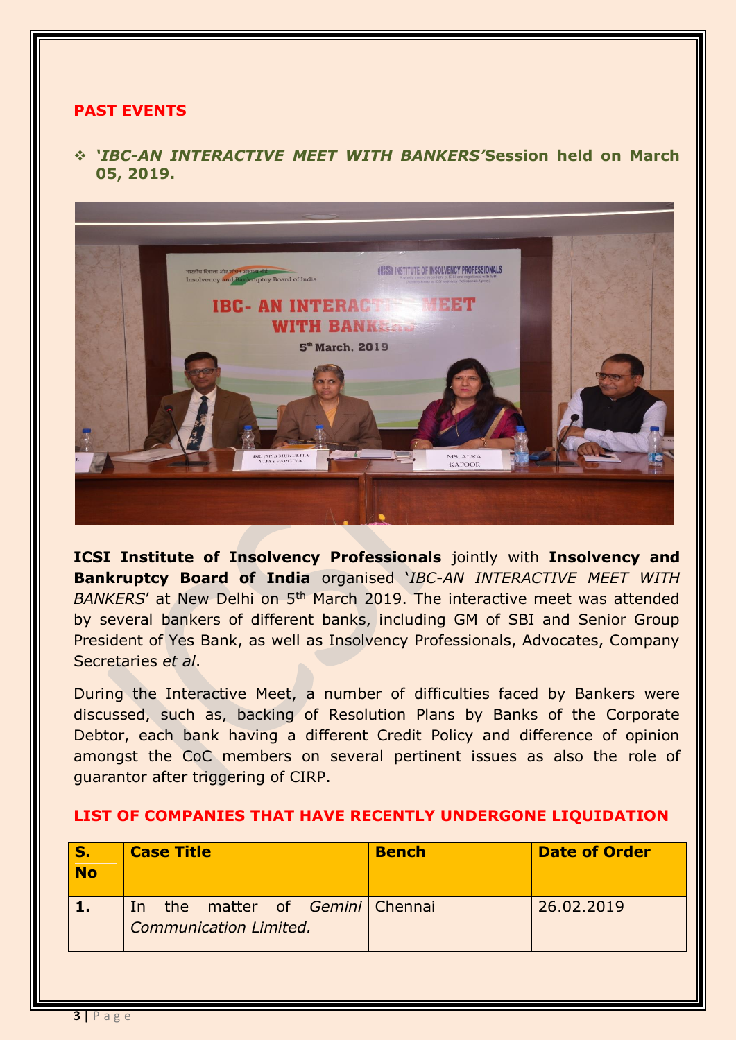## PAST EVENTS

❖ ***'IBC-AN INTERACTIVE MEET WITH BANKERS'*Session held on March 05, 2019.**

**ICSI Institute of Insolvency Professionals** jointly with **Insolvency and Bankruptcy Board of India** organised '*IBC-AN INTERACTIVE MEET WITH BANKERS*' at New Delhi on 5th March 2019. The interactive meet was attended by several bankers of different banks, including GM of SBI and Senior Group President of Yes Bank, as well as Insolvency Professionals, Advocates, Company Secretaries *et al*.

During the Interactive Meet, a number of difficulties faced by Bankers were discussed, such as, backing of Resolution Plans by Banks of the Corporate Debtor, each bank having a different Credit Policy and difference of opinion amongst the CoC members on several pertinent issues as also the role of guarantor after triggering of CIRP.

## LIST OF COMPANIES THAT HAVE RECENTLY UNDERGONE LIQUIDATION

| S. No | Case Title | Bench | Date of Order |
|---|---|---|---|
| 1. | In the matter of *Gemini Communication Limited.* | Chennai | 26.02.2019 |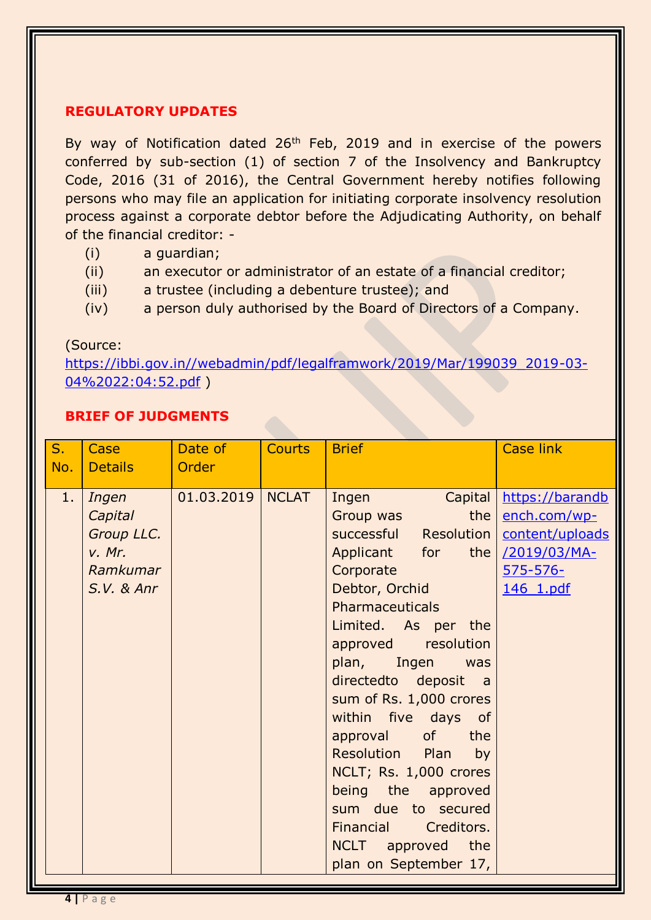## REGULATORY UPDATES

By way of Notification dated 26th Feb, 2019 and in exercise of the powers conferred by sub-section (1) of section 7 of the Insolvency and Bankruptcy Code, 2016 (31 of 2016), the Central Government hereby notifies following persons who may file an application for initiating corporate insolvency resolution process against a corporate debtor before the Adjudicating Authority, on behalf of the financial creditor: -

(i) a guardian;

(ii) an executor or administrator of an estate of a financial creditor;

(iii) a trustee (including a debenture trustee); and

(iv) a person duly authorised by the Board of Directors of a Company.

(Source: https://ibbi.gov.in//webadmin/pdf/legalframwork/2019/Mar/199039_2019-03-04%2022:04:52.pdf )

## BRIEF OF JUDGMENTS

| S. No. | Case Details | Date of Order | Courts | Brief | Case link |
|---|---|---|---|---|---|
| 1. | *Ingen Capital Group LLC. v. Mr. Ramkumar S.V. & Anr* | 01.03.2019 | NCLAT | Ingen Capital Group was the successful Resolution Applicant for the Corporate Debtor, Orchid Pharmaceuticals Limited. As per the approved resolution plan, Ingen was directedto deposit a sum of Rs. 1,000 crores within five days of approval of the Resolution Plan by NCLT; Rs. 1,000 crores being the approved sum due to secured Financial Creditors. NCLT approved the plan on September 17, | https://barandbench.com/wp-content/uploads/2019/03/MA-575-576-146_1.pdf |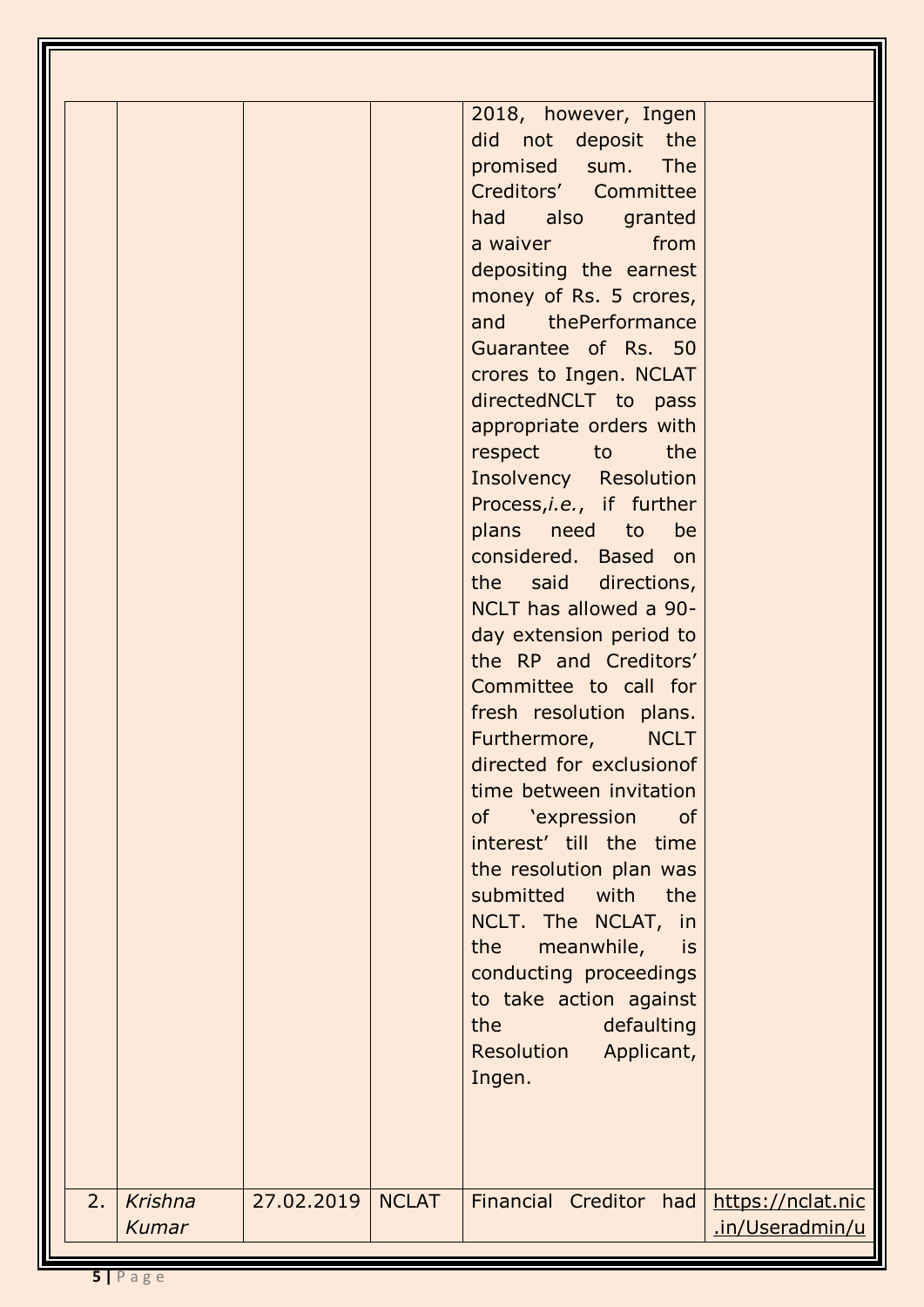| | | | | | |
|---|---|---|---|---|---|
| | | | | 2018, however, Ingen did not deposit the promised sum. The Creditors' Committee had also granted a waiver from depositing the earnest money of Rs. 5 crores, and thePerformance Guarantee of Rs. 50 crores to Ingen. NCLAT directedNCLT to pass appropriate orders with respect to the Insolvency Resolution Process,*i.e.*, if further plans need to be considered. Based on the said directions, NCLT has allowed a 90-day extension period to the RP and Creditors' Committee to call for fresh resolution plans. Furthermore, NCLT directed for exclusionof time between invitation of 'expression of interest' till the time the resolution plan was submitted with the NCLT. The NCLAT, in the meanwhile, is conducting proceedings to take action against the defaulting Resolution Applicant, Ingen. | |
| 2. | *Krishna Kumar* | 27.02.2019 | NCLAT | Financial Creditor had | https://nclat.nic.in/Useradmin/u |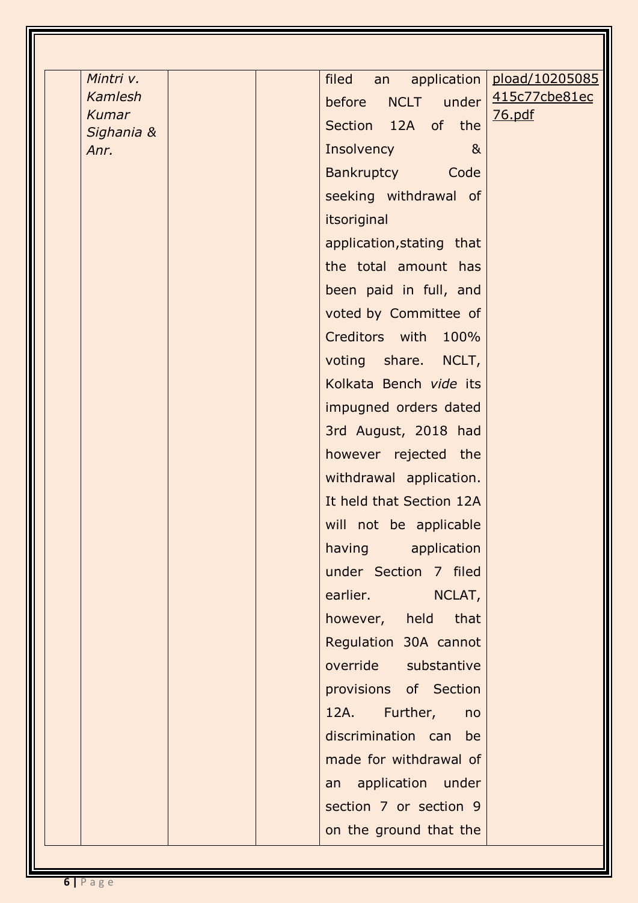|  | *Mintri v. Kamlesh Kumar Sighania & Anr.* |  |  | filed an application before NCLT under Section 12A of the Insolvency & Bankruptcy Code seeking withdrawal of itsoriginal application,stating that the total amount has been paid in full, and voted by Committee of Creditors with 100% voting share. NCLT, Kolkata Bench *vide* its impugned orders dated 3rd August, 2018 had however rejected the withdrawal application. It held that Section 12A will not be applicable having application under Section 7 filed earlier. NCLAT, however, held that Regulation 30A cannot override substantive provisions of Section 12A. Further, no discrimination can be made for withdrawal of an application under section 7 or section 9 on the ground that the | pload/10205085415c77cbe81ec76.pdf |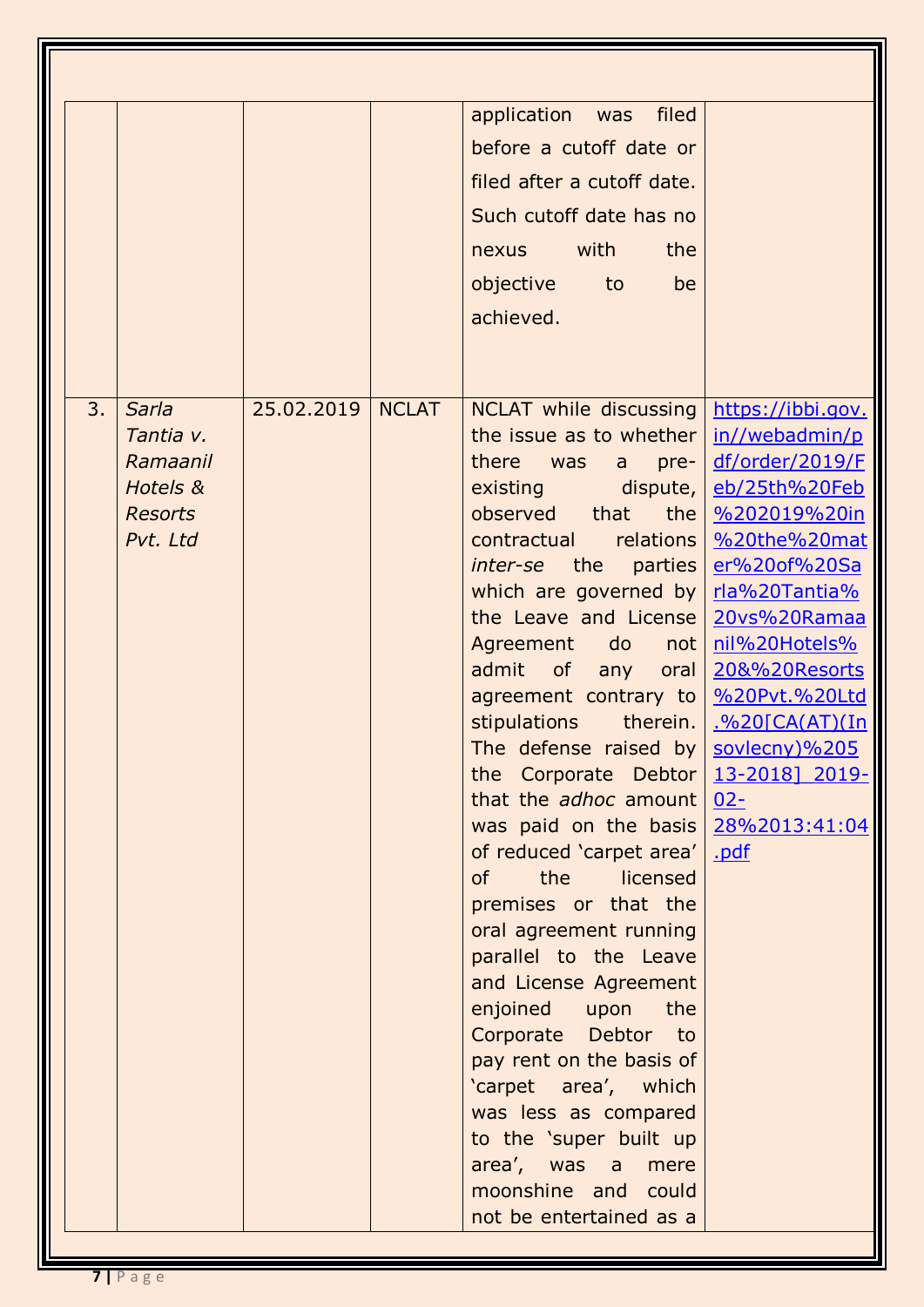| | | | | | |
|---|---|---|---|---|---|
| | | | | application was filed before a cutoff date or filed after a cutoff date. Such cutoff date has no nexus with the objective to be achieved. | |
| 3. | *Sarla Tantia v. Ramaanil Hotels & Resorts Pvt. Ltd* | 25.02.2019 | NCLAT | NCLAT while discussing the issue as to whether there was a pre-existing dispute, observed that the contractual relations *inter-se* the parties which are governed by the Leave and License Agreement do not admit of any oral agreement contrary to stipulations therein. The defense raised by the Corporate Debtor that the *adhoc* amount was paid on the basis of reduced 'carpet area' of the licensed premises or that the oral agreement running parallel to the Leave and License Agreement enjoined upon the Corporate Debtor to pay rent on the basis of 'carpet area', which was less as compared to the 'super built up area', was a mere moonshine and could not be entertained as a | https://ibbi.gov.in//webadmin/pdf/order/2019/Feb/25th%20Feb%202019%20in%20the%20mater%20of%20Sarla%20Tantia%20vs%20Ramaanil%20Hotels%20&%20Resorts%20Pvt.%20Ltd.%20[CA(AT)(Insovlecny)%20513-2018]_2019-02-28%2013:41:04.pdf |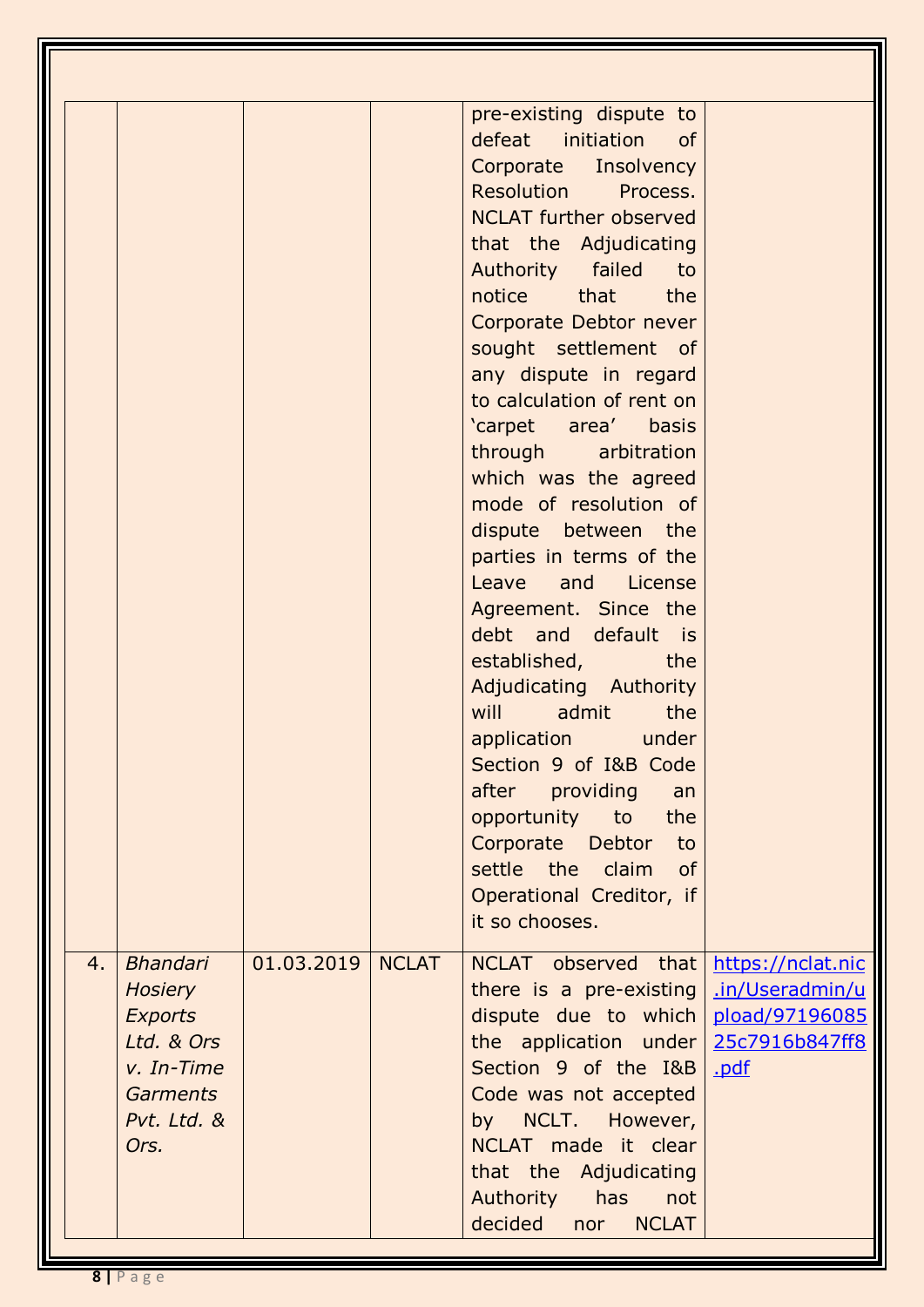| | | | | | |
|---|---|---|---|---|---|
| | | | | pre-existing dispute to defeat initiation of Corporate Insolvency Resolution Process. NCLAT further observed that the Adjudicating Authority failed to notice that the Corporate Debtor never sought settlement of any dispute in regard to calculation of rent on 'carpet area' basis through arbitration which was the agreed mode of resolution of dispute between the parties in terms of the Leave and License Agreement. Since the debt and default is established, the Adjudicating Authority will admit the application under Section 9 of I&B Code after providing an opportunity to the Corporate Debtor to settle the claim of Operational Creditor, if it so chooses. | |
| 4. | *Bhandari Hosiery Exports Ltd. & Ors v. In-Time Garments Pvt. Ltd. & Ors.* | 01.03.2019 | NCLAT | NCLAT observed that there is a pre-existing dispute due to which the application under Section 9 of the I&B Code was not accepted by NCLT. However, NCLAT made it clear that the Adjudicating Authority has not decided nor NCLAT | [https://nclat.nic.in/Useradmin/upload/9719608525c7916b847ff8.pdf](https://nclat.nic.in/Useradmin/upload/9719608525c7916b847ff8.pdf) |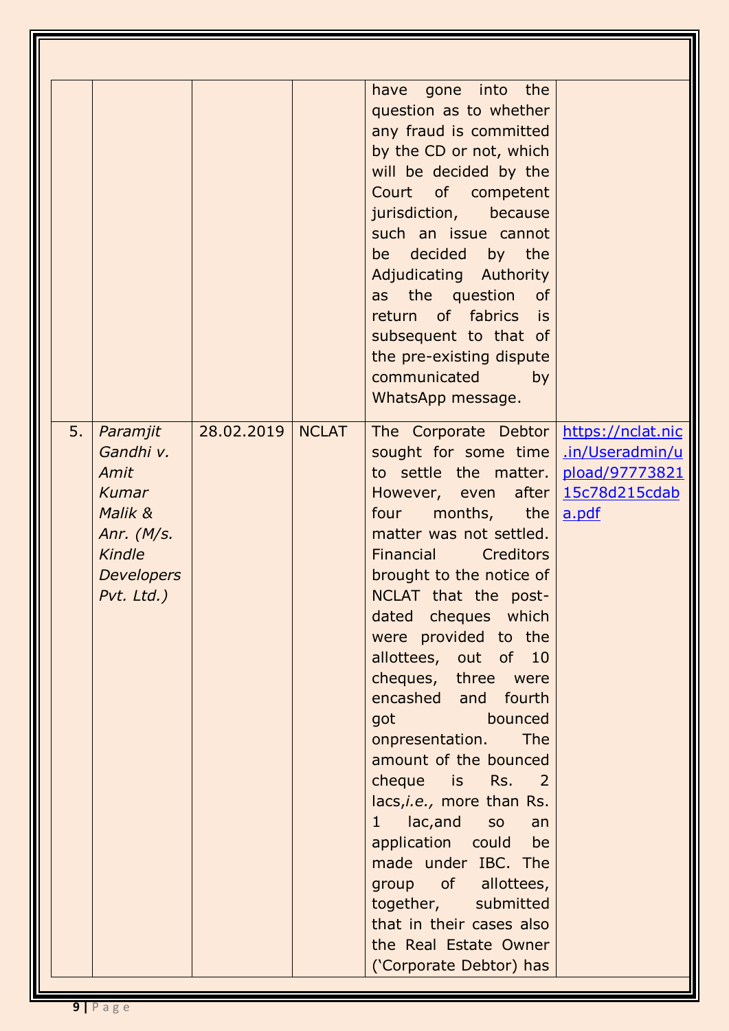| | | | | | |
|---|---|---|---|---|---|
| | | | | have gone into the question as to whether any fraud is committed by the CD or not, which will be decided by the Court of competent jurisdiction, because such an issue cannot be decided by the Adjudicating Authority as the question of return of fabrics is subsequent to that of the pre-existing dispute communicated by WhatsApp message. | |
| 5. | *Paramjit Gandhi v. Amit Kumar Malik & Anr. (M/s. Kindle Developers Pvt. Ltd.)* | 28.02.2019 | NCLAT | The Corporate Debtor sought for some time to settle the matter. However, even after four months, the matter was not settled. Financial Creditors brought to the notice of NCLAT that the post-dated cheques which were provided to the allottees, out of 10 cheques, three were encashed and fourth got bounced onpresentation. The amount of the bounced cheque is Rs. 2 lacs,*i.e.,* more than Rs. 1 lac,and so an application could be made under IBC. The group of allottees, together, submitted that in their cases also the Real Estate Owner ('Corporate Debtor) has | https://nclat.nic.in/Useradmin/upload/9777382115c78d215cdaba.pdf |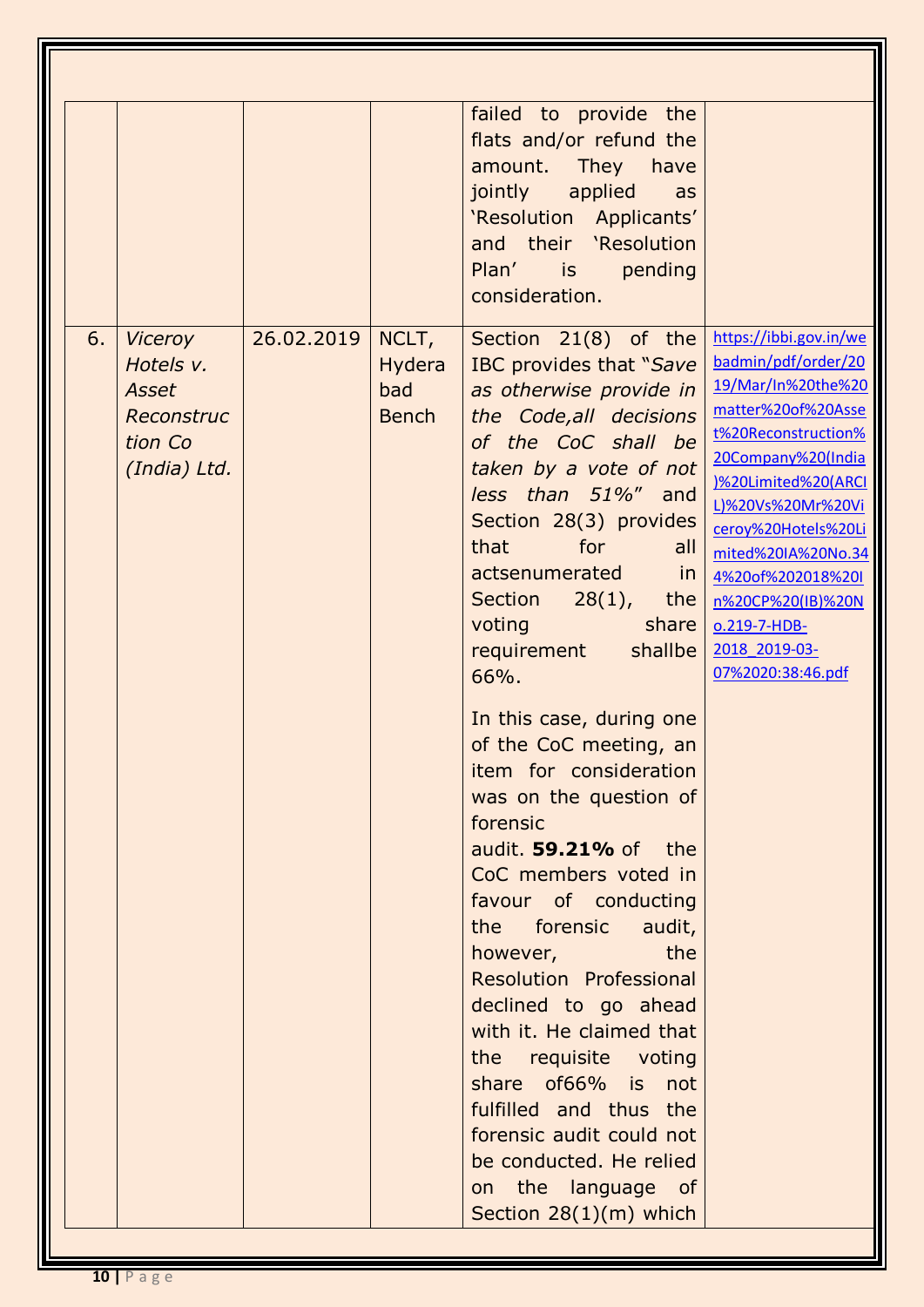| | | | | | |
|---|---|---|---|---|---|
| | | | | failed to provide the flats and/or refund the amount. They have jointly applied as 'Resolution Applicants' and their 'Resolution Plan' is pending consideration. | |
| 6. | *Viceroy Hotels v. Asset Reconstruction Co (India) Ltd.* | 26.02.2019 | NCLT, Hyderabad Bench | Section 21(8) of the IBC provides that "*Save as otherwise provide in the Code,all decisions of the CoC shall be taken by a vote of not less than 51%*" and Section 28(3) provides that for all actsenumerated in Section 28(1), the voting share requirement shallbe 66%.<br><br>In this case, during one of the CoC meeting, an item for consideration was on the question of forensic audit. **59.21%** of the CoC members voted in favour of conducting the forensic audit, however, the Resolution Professional declined to go ahead with it. He claimed that the requisite voting share of66% is not fulfilled and thus the forensic audit could not be conducted. He relied on the language of Section 28(1)(m) which | https://ibbi.gov.in/webadmin/pdf/order/2019/Mar/In%20the%20matter%20of%20Asset%20Reconstruction%20Company%20(India)%20Limited%20(ARCIL)%20Vs%20Mr%20Viceroy%20Hotels%20Limited%20IA%20No.344%20of%202018%20In%20CP%20(IB)%20No.219-7-HDB-2018_2019-03-07%2020:38:46.pdf |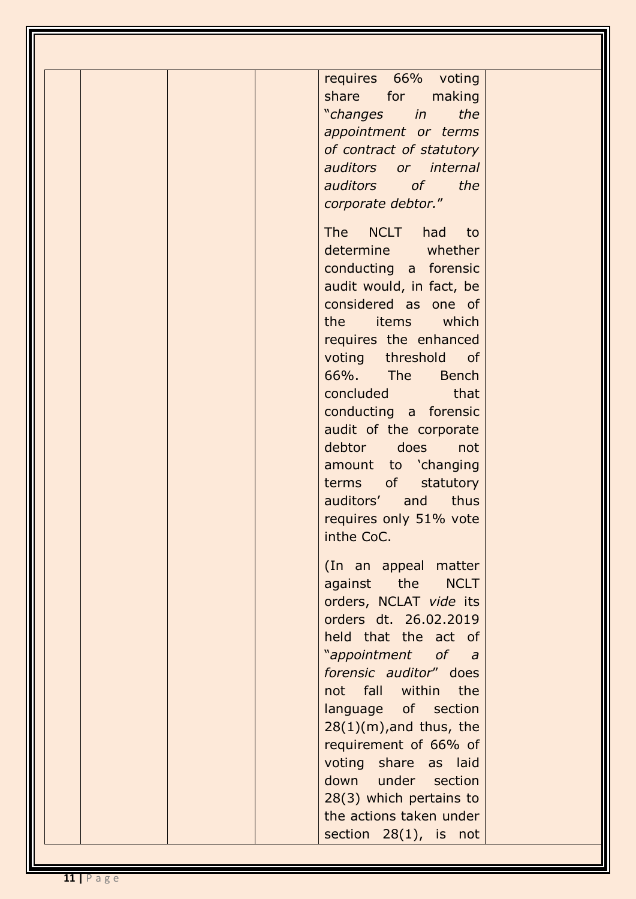|  |  |  |  | requires 66% voting share for making "*changes in the appointment or terms of contract of statutory auditors or internal auditors of the corporate debtor.*"<br><br>The NCLT had to determine whether conducting a forensic audit would, in fact, be considered as one of the items which requires the enhanced voting threshold of 66%. The Bench concluded that conducting a forensic audit of the corporate debtor does not amount to 'changing terms of statutory auditors' and thus requires only 51% vote inthe CoC.<br><br>(In an appeal matter against the NCLT orders, NCLAT *vide* its orders dt. 26.02.2019 held that the act of "*appointment of a forensic auditor*" does not fall within the language of section 28(1)(m),and thus, the requirement of 66% of voting share as laid down under section 28(3) which pertains to the actions taken under section 28(1), is not |  |
|---|---|---|---|---|---|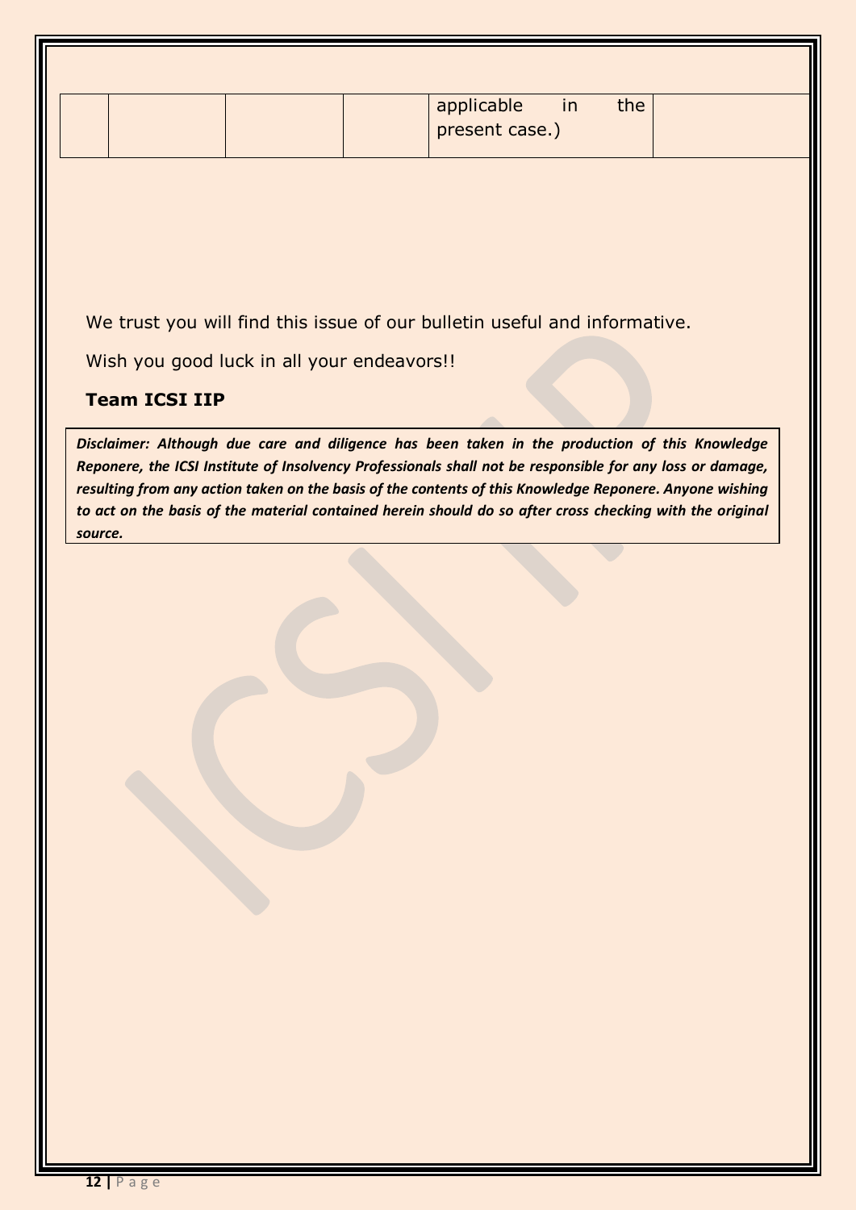| | | | | | |
|---|---|---|---|---|---|
| | | | | applicable in the present case.) | |

We trust you will find this issue of our bulletin useful and informative.

Wish you good luck in all your endeavors!!

**Team ICSI IIP**

***Disclaimer: Although due care and diligence has been taken in the production of this Knowledge Reponere, the ICSI Institute of Insolvency Professionals shall not be responsible for any loss or damage, resulting from any action taken on the basis of the contents of this Knowledge Reponere. Anyone wishing to act on the basis of the material contained herein should do so after cross checking with the original source.***